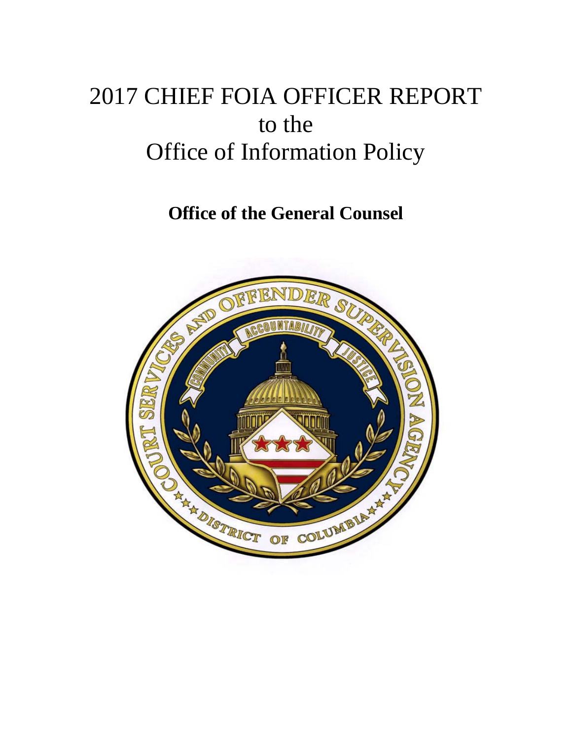# 2017 CHIEF FOIA OFFICER REPORT
# to the
# Office of Information Policy

## Office of the General Counsel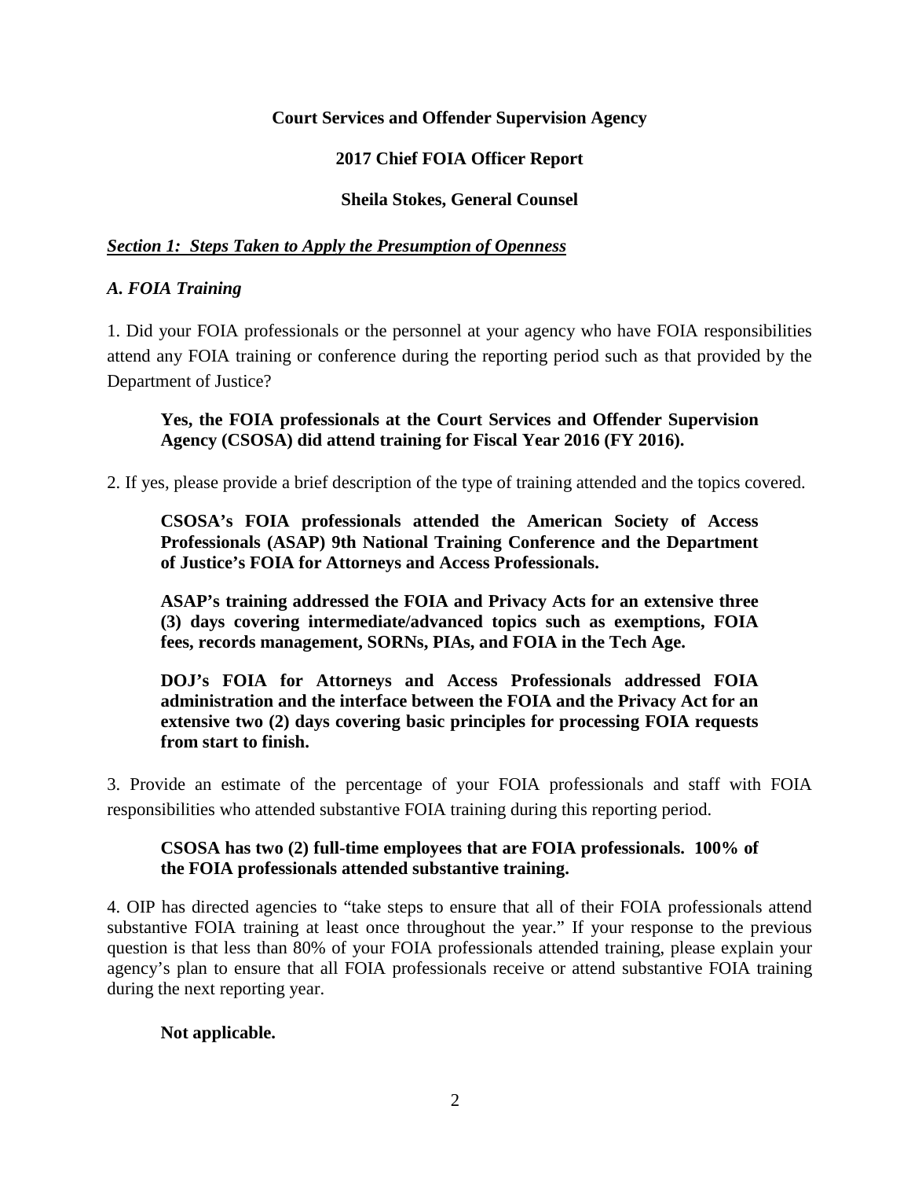**Court Services and Offender Supervision Agency**

**2017 Chief FOIA Officer Report**

**Sheila Stokes, General Counsel**

## ***Section 1: Steps Taken to Apply the Presumption of Openness***

### *A. FOIA Training*

1. Did your FOIA professionals or the personnel at your agency who have FOIA responsibilities attend any FOIA training or conference during the reporting period such as that provided by the Department of Justice?

**Yes, the FOIA professionals at the Court Services and Offender Supervision Agency (CSOSA) did attend training for Fiscal Year 2016 (FY 2016).**

2. If yes, please provide a brief description of the type of training attended and the topics covered.

**CSOSA's FOIA professionals attended the American Society of Access Professionals (ASAP) 9th National Training Conference and the Department of Justice's FOIA for Attorneys and Access Professionals.**

**ASAP's training addressed the FOIA and Privacy Acts for an extensive three (3) days covering intermediate/advanced topics such as exemptions, FOIA fees, records management, SORNs, PIAs, and FOIA in the Tech Age.**

**DOJ's FOIA for Attorneys and Access Professionals addressed FOIA administration and the interface between the FOIA and the Privacy Act for an extensive two (2) days covering basic principles for processing FOIA requests from start to finish.**

3. Provide an estimate of the percentage of your FOIA professionals and staff with FOIA responsibilities who attended substantive FOIA training during this reporting period.

**CSOSA has two (2) full-time employees that are FOIA professionals. 100% of the FOIA professionals attended substantive training.**

4. OIP has directed agencies to "take steps to ensure that all of their FOIA professionals attend substantive FOIA training at least once throughout the year." If your response to the previous question is that less than 80% of your FOIA professionals attended training, please explain your agency's plan to ensure that all FOIA professionals receive or attend substantive FOIA training during the next reporting year.

**Not applicable.**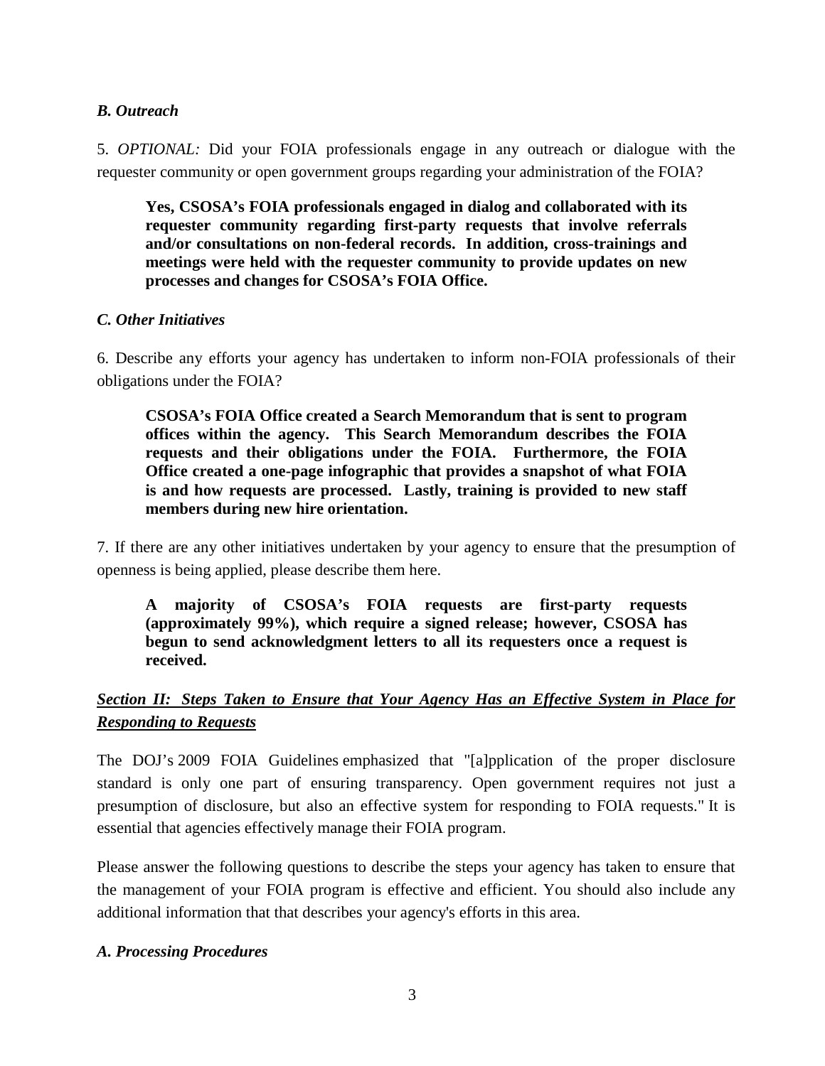### *B. Outreach*

5. *OPTIONAL:* Did your FOIA professionals engage in any outreach or dialogue with the requester community or open government groups regarding your administration of the FOIA?

> **Yes, CSOSA's FOIA professionals engaged in dialog and collaborated with its requester community regarding first-party requests that involve referrals and/or consultations on non-federal records. In addition, cross-trainings and meetings were held with the requester community to provide updates on new processes and changes for CSOSA's FOIA Office.**

### *C. Other Initiatives*

6. Describe any efforts your agency has undertaken to inform non-FOIA professionals of their obligations under the FOIA?

> **CSOSA's FOIA Office created a Search Memorandum that is sent to program offices within the agency. This Search Memorandum describes the FOIA requests and their obligations under the FOIA. Furthermore, the FOIA Office created a one-page infographic that provides a snapshot of what FOIA is and how requests are processed. Lastly, training is provided to new staff members during new hire orientation.**

7. If there are any other initiatives undertaken by your agency to ensure that the presumption of openness is being applied, please describe them here.

> **A majority of CSOSA's FOIA requests are first-party requests (approximately 99%), which require a signed release; however, CSOSA has begun to send acknowledgment letters to all its requesters once a request is received.**

## ***Section II: Steps Taken to Ensure that Your Agency Has an Effective System in Place for Responding to Requests***

The DOJ's 2009 FOIA Guidelines emphasized that "[a]pplication of the proper disclosure standard is only one part of ensuring transparency. Open government requires not just a presumption of disclosure, but also an effective system for responding to FOIA requests." It is essential that agencies effectively manage their FOIA program.

Please answer the following questions to describe the steps your agency has taken to ensure that the management of your FOIA program is effective and efficient. You should also include any additional information that that describes your agency's efforts in this area.

### *A. Processing Procedures*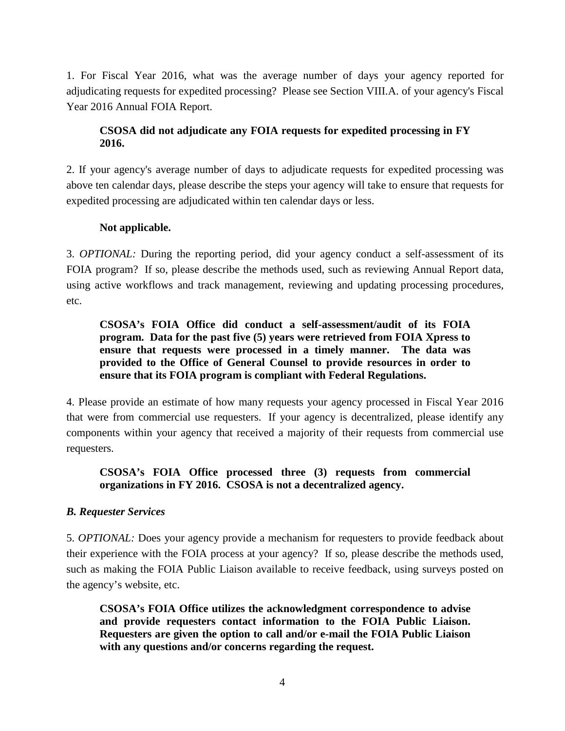1. For Fiscal Year 2016, what was the average number of days your agency reported for adjudicating requests for expedited processing? Please see Section VIII.A. of your agency's Fiscal Year 2016 Annual FOIA Report.

**CSOSA did not adjudicate any FOIA requests for expedited processing in FY 2016.**

2. If your agency's average number of days to adjudicate requests for expedited processing was above ten calendar days, please describe the steps your agency will take to ensure that requests for expedited processing are adjudicated within ten calendar days or less.

**Not applicable.**

3. *OPTIONAL:* During the reporting period, did your agency conduct a self-assessment of its FOIA program? If so, please describe the methods used, such as reviewing Annual Report data, using active workflows and track management, reviewing and updating processing procedures, etc.

**CSOSA's FOIA Office did conduct a self-assessment/audit of its FOIA program. Data for the past five (5) years were retrieved from FOIA Xpress to ensure that requests were processed in a timely manner. The data was provided to the Office of General Counsel to provide resources in order to ensure that its FOIA program is compliant with Federal Regulations.**

4. Please provide an estimate of how many requests your agency processed in Fiscal Year 2016 that were from commercial use requesters. If your agency is decentralized, please identify any components within your agency that received a majority of their requests from commercial use requesters.

**CSOSA's FOIA Office processed three (3) requests from commercial organizations in FY 2016. CSOSA is not a decentralized agency.**

### *B. Requester Services*

5. *OPTIONAL:* Does your agency provide a mechanism for requesters to provide feedback about their experience with the FOIA process at your agency? If so, please describe the methods used, such as making the FOIA Public Liaison available to receive feedback, using surveys posted on the agency's website, etc.

**CSOSA's FOIA Office utilizes the acknowledgment correspondence to advise and provide requesters contact information to the FOIA Public Liaison. Requesters are given the option to call and/or e-mail the FOIA Public Liaison with any questions and/or concerns regarding the request.**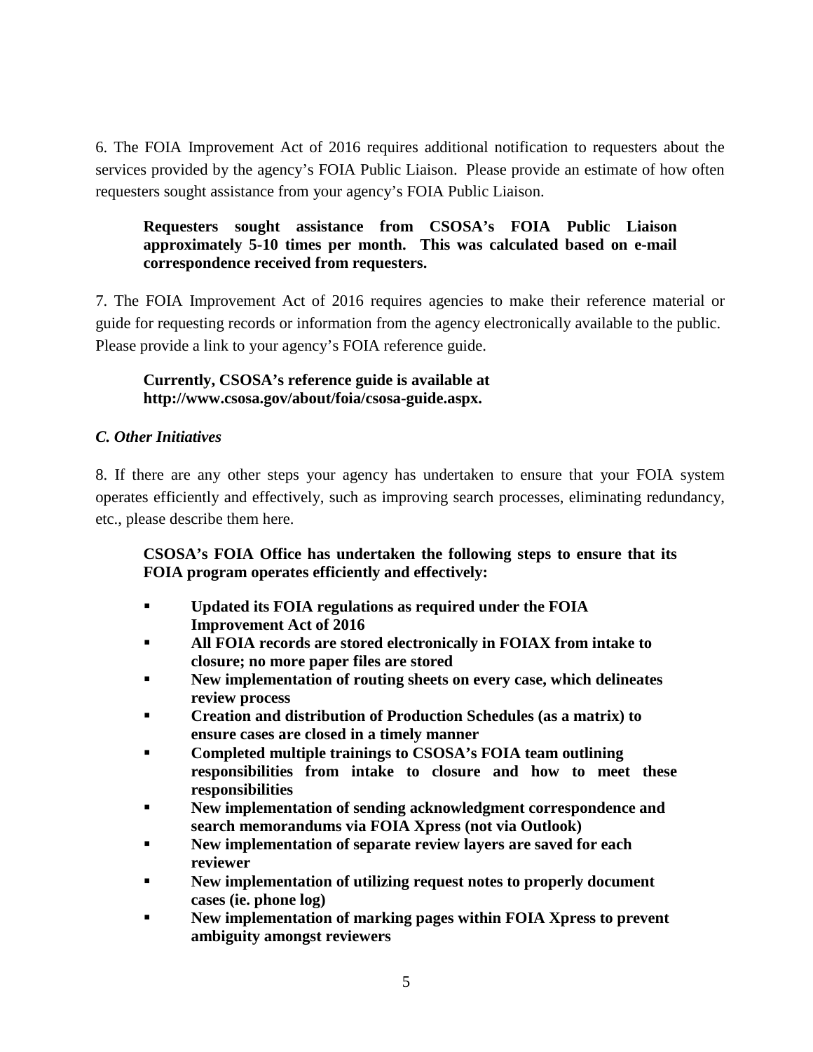6. The FOIA Improvement Act of 2016 requires additional notification to requesters about the services provided by the agency's FOIA Public Liaison. Please provide an estimate of how often requesters sought assistance from your agency's FOIA Public Liaison.

> **Requesters sought assistance from CSOSA's FOIA Public Liaison approximately 5-10 times per month. This was calculated based on e-mail correspondence received from requesters.**

7. The FOIA Improvement Act of 2016 requires agencies to make their reference material or guide for requesting records or information from the agency electronically available to the public. Please provide a link to your agency's FOIA reference guide.

> **Currently, CSOSA's reference guide is available at http://www.csosa.gov/about/foia/csosa-guide.aspx.**

### *C. Other Initiatives*

8. If there are any other steps your agency has undertaken to ensure that your FOIA system operates efficiently and effectively, such as improving search processes, eliminating redundancy, etc., please describe them here.

> **CSOSA's FOIA Office has undertaken the following steps to ensure that its FOIA program operates efficiently and effectively:**
>
> - **Updated its FOIA regulations as required under the FOIA Improvement Act of 2016**
> - **All FOIA records are stored electronically in FOIAX from intake to closure; no more paper files are stored**
> - **New implementation of routing sheets on every case, which delineates review process**
> - **Creation and distribution of Production Schedules (as a matrix) to ensure cases are closed in a timely manner**
> - **Completed multiple trainings to CSOSA's FOIA team outlining responsibilities from intake to closure and how to meet these responsibilities**
> - **New implementation of sending acknowledgment correspondence and search memorandums via FOIA Xpress (not via Outlook)**
> - **New implementation of separate review layers are saved for each reviewer**
> - **New implementation of utilizing request notes to properly document cases (ie. phone log)**
> - **New implementation of marking pages within FOIA Xpress to prevent ambiguity amongst reviewers**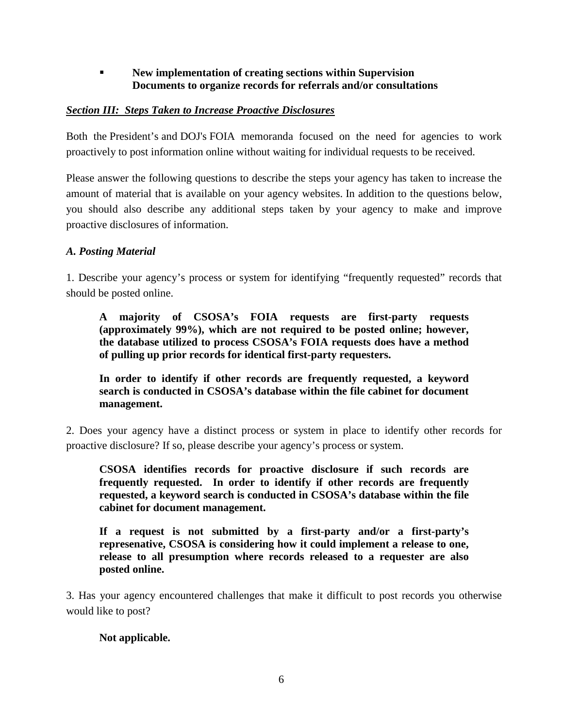- **New implementation of creating sections within Supervision Documents to organize records for referrals and/or consultations**

***<u>Section III: Steps Taken to Increase Proactive Disclosures</u>***

Both the President's and DOJ's FOIA memoranda focused on the need for agencies to work proactively to post information online without waiting for individual requests to be received.

Please answer the following questions to describe the steps your agency has taken to increase the amount of material that is available on your agency websites. In addition to the questions below, you should also describe any additional steps taken by your agency to make and improve proactive disclosures of information.

***A. Posting Material***

1. Describe your agency's process or system for identifying "frequently requested" records that should be posted online.

> **A majority of CSOSA's FOIA requests are first-party requests (approximately 99%), which are not required to be posted online; however, the database utilized to process CSOSA's FOIA requests does have a method of pulling up prior records for identical first-party requesters.**
>
> **In order to identify if other records are frequently requested, a keyword search is conducted in CSOSA's database within the file cabinet for document management.**

2. Does your agency have a distinct process or system in place to identify other records for proactive disclosure? If so, please describe your agency's process or system.

> **CSOSA identifies records for proactive disclosure if such records are frequently requested. In order to identify if other records are frequently requested, a keyword search is conducted in CSOSA's database within the file cabinet for document management.**
>
> **If a request is not submitted by a first-party and/or a first-party's represenative, CSOSA is considering how it could implement a release to one, release to all presumption where records released to a requester are also posted online.**

3. Has your agency encountered challenges that make it difficult to post records you otherwise would like to post?

> **Not applicable.**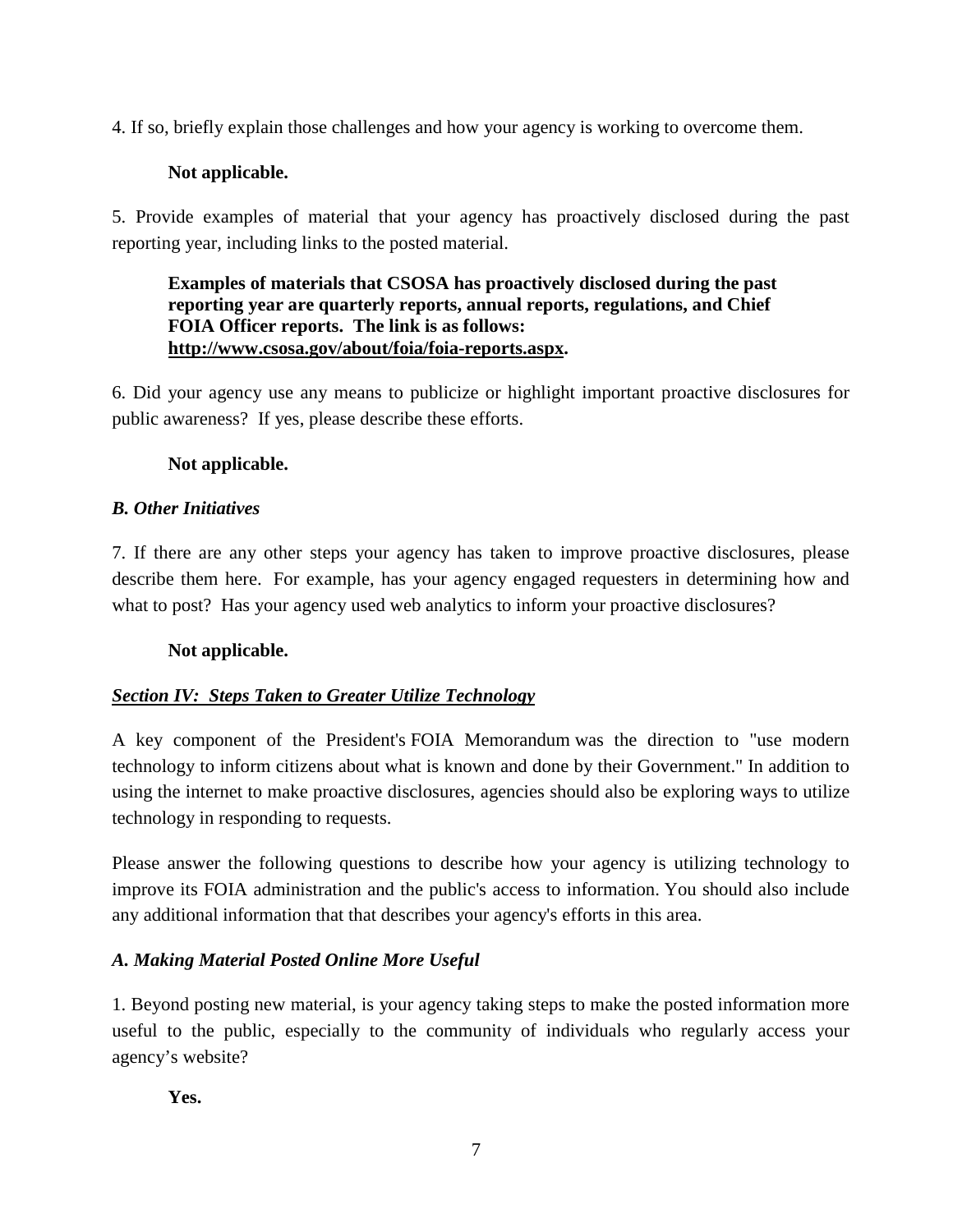4. If so, briefly explain those challenges and how your agency is working to overcome them.

**Not applicable.**

5. Provide examples of material that your agency has proactively disclosed during the past reporting year, including links to the posted material.

**Examples of materials that CSOSA has proactively disclosed during the past reporting year are quarterly reports, annual reports, regulations, and Chief FOIA Officer reports. The link is as follows: [http://www.csosa.gov/about/foia/foia-reports.aspx](http://www.csosa.gov/about/foia/foia-reports.aspx).**

6. Did your agency use any means to publicize or highlight important proactive disclosures for public awareness? If yes, please describe these efforts.

**Not applicable.**

### *B. Other Initiatives*

7. If there are any other steps your agency has taken to improve proactive disclosures, please describe them here. For example, has your agency engaged requesters in determining how and what to post? Has your agency used web analytics to inform your proactive disclosures?

**Not applicable.**

## ***Section IV: Steps Taken to Greater Utilize Technology***

A key component of the President's FOIA Memorandum was the direction to "use modern technology to inform citizens about what is known and done by their Government." In addition to using the internet to make proactive disclosures, agencies should also be exploring ways to utilize technology in responding to requests.

Please answer the following questions to describe how your agency is utilizing technology to improve its FOIA administration and the public's access to information. You should also include any additional information that that describes your agency's efforts in this area.

### *A. Making Material Posted Online More Useful*

1. Beyond posting new material, is your agency taking steps to make the posted information more useful to the public, especially to the community of individuals who regularly access your agency's website?

**Yes.**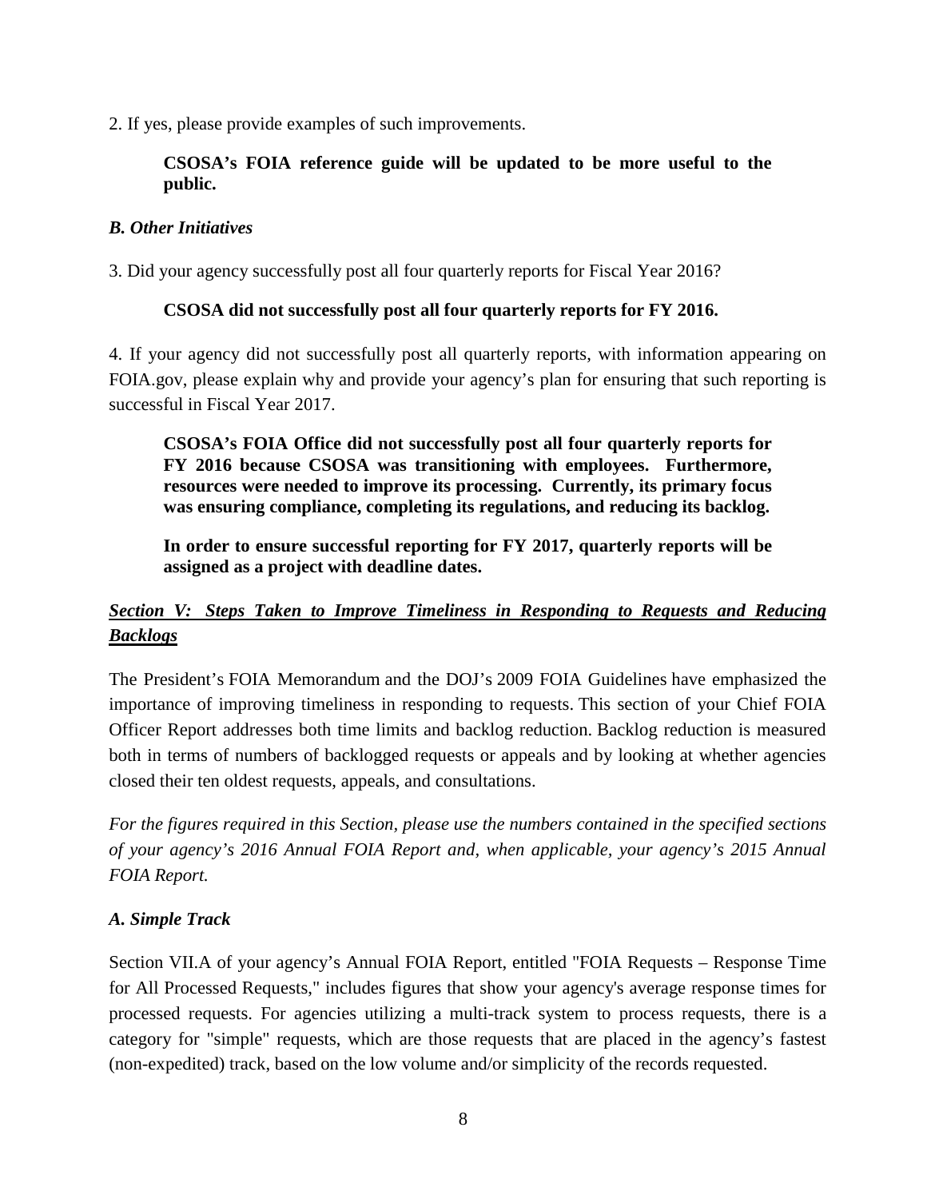2. If yes, please provide examples of such improvements.

> **CSOSA's FOIA reference guide will be updated to be more useful to the public.**

### *B. Other Initiatives*

3. Did your agency successfully post all four quarterly reports for Fiscal Year 2016?

> **CSOSA did not successfully post all four quarterly reports for FY 2016.**

4. If your agency did not successfully post all quarterly reports, with information appearing on FOIA.gov, please explain why and provide your agency's plan for ensuring that such reporting is successful in Fiscal Year 2017.

> **CSOSA's FOIA Office did not successfully post all four quarterly reports for FY 2016 because CSOSA was transitioning with employees. Furthermore, resources were needed to improve its processing. Currently, its primary focus was ensuring compliance, completing its regulations, and reducing its backlog.**
>
> **In order to ensure successful reporting for FY 2017, quarterly reports will be assigned as a project with deadline dates.**

## ***Section V: Steps Taken to Improve Timeliness in Responding to Requests and Reducing Backlogs***

The President's FOIA Memorandum and the DOJ's 2009 FOIA Guidelines have emphasized the importance of improving timeliness in responding to requests. This section of your Chief FOIA Officer Report addresses both time limits and backlog reduction. Backlog reduction is measured both in terms of numbers of backlogged requests or appeals and by looking at whether agencies closed their ten oldest requests, appeals, and consultations.

*For the figures required in this Section, please use the numbers contained in the specified sections of your agency's 2016 Annual FOIA Report and, when applicable, your agency's 2015 Annual FOIA Report.*

### *A. Simple Track*

Section VII.A of your agency's Annual FOIA Report, entitled "FOIA Requests – Response Time for All Processed Requests," includes figures that show your agency's average response times for processed requests. For agencies utilizing a multi-track system to process requests, there is a category for "simple" requests, which are those requests that are placed in the agency's fastest (non-expedited) track, based on the low volume and/or simplicity of the records requested.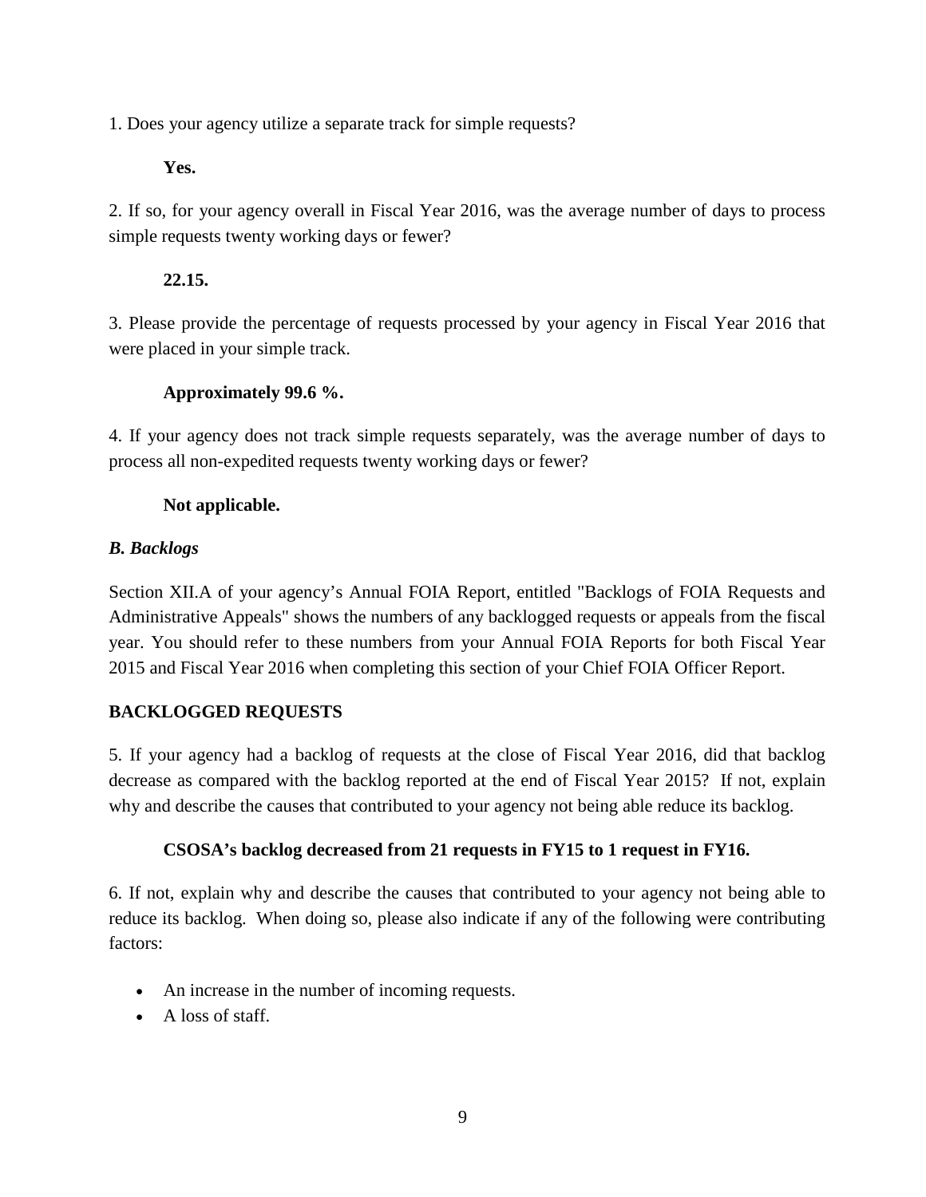1. Does your agency utilize a separate track for simple requests?

**Yes.**

2. If so, for your agency overall in Fiscal Year 2016, was the average number of days to process simple requests twenty working days or fewer?

**22.15.**

3. Please provide the percentage of requests processed by your agency in Fiscal Year 2016 that were placed in your simple track.

**Approximately 99.6 %.**

4. If your agency does not track simple requests separately, was the average number of days to process all non-expedited requests twenty working days or fewer?

**Not applicable.**

### *B. Backlogs*

Section XII.A of your agency's Annual FOIA Report, entitled "Backlogs of FOIA Requests and Administrative Appeals" shows the numbers of any backlogged requests or appeals from the fiscal year. You should refer to these numbers from your Annual FOIA Reports for both Fiscal Year 2015 and Fiscal Year 2016 when completing this section of your Chief FOIA Officer Report.

#### BACKLOGGED REQUESTS

5. If your agency had a backlog of requests at the close of Fiscal Year 2016, did that backlog decrease as compared with the backlog reported at the end of Fiscal Year 2015? If not, explain why and describe the causes that contributed to your agency not being able reduce its backlog.

**CSOSA's backlog decreased from 21 requests in FY15 to 1 request in FY16.**

6. If not, explain why and describe the causes that contributed to your agency not being able to reduce its backlog. When doing so, please also indicate if any of the following were contributing factors:

- An increase in the number of incoming requests.
- A loss of staff.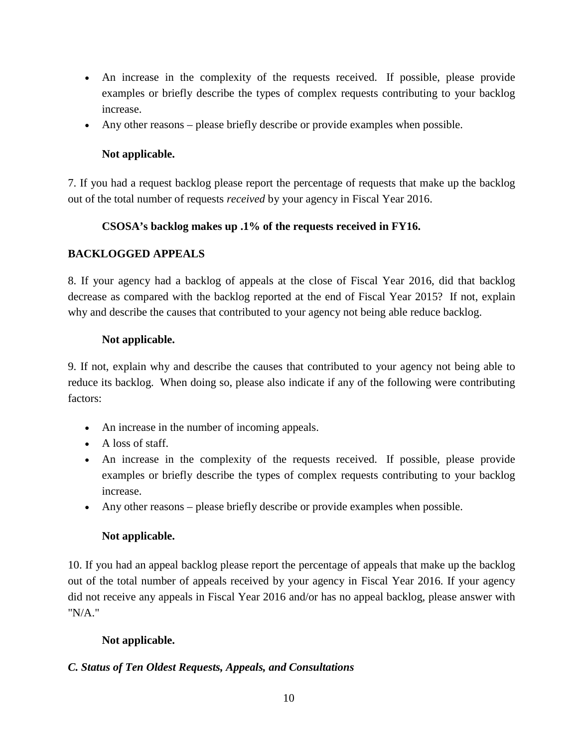- An increase in the complexity of the requests received. If possible, please provide examples or briefly describe the types of complex requests contributing to your backlog increase.
- Any other reasons – please briefly describe or provide examples when possible.

**Not applicable.**

7. If you had a request backlog please report the percentage of requests that make up the backlog out of the total number of requests *received* by your agency in Fiscal Year 2016.

**CSOSA's backlog makes up .1% of the requests received in FY16.**

**BACKLOGGED APPEALS**

8. If your agency had a backlog of appeals at the close of Fiscal Year 2016, did that backlog decrease as compared with the backlog reported at the end of Fiscal Year 2015? If not, explain why and describe the causes that contributed to your agency not being able reduce backlog.

**Not applicable.**

9. If not, explain why and describe the causes that contributed to your agency not being able to reduce its backlog. When doing so, please also indicate if any of the following were contributing factors:

- An increase in the number of incoming appeals.
- A loss of staff.
- An increase in the complexity of the requests received. If possible, please provide examples or briefly describe the types of complex requests contributing to your backlog increase.
- Any other reasons – please briefly describe or provide examples when possible.

**Not applicable.**

10. If you had an appeal backlog please report the percentage of appeals that make up the backlog out of the total number of appeals received by your agency in Fiscal Year 2016. If your agency did not receive any appeals in Fiscal Year 2016 and/or has no appeal backlog, please answer with "N/A."

**Not applicable.**

### *C. Status of Ten Oldest Requests, Appeals, and Consultations*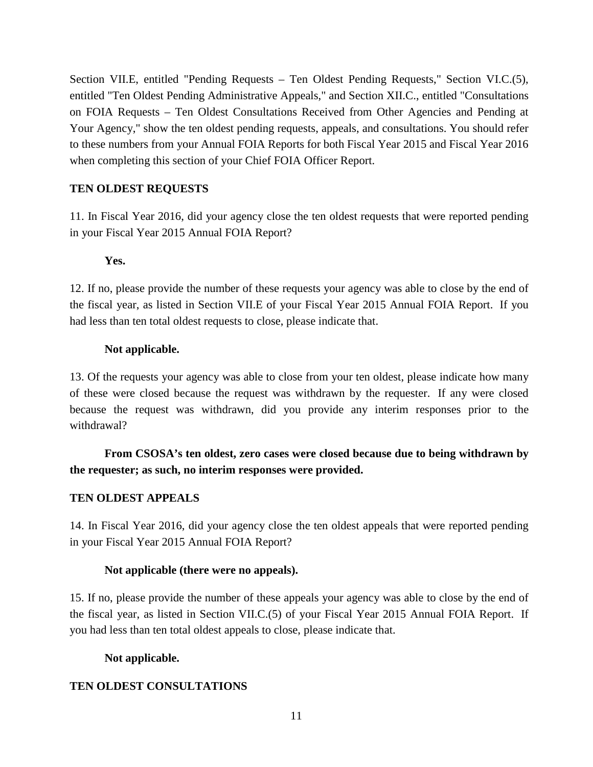Section VII.E, entitled "Pending Requests – Ten Oldest Pending Requests," Section VI.C.(5), entitled "Ten Oldest Pending Administrative Appeals," and Section XII.C., entitled "Consultations on FOIA Requests – Ten Oldest Consultations Received from Other Agencies and Pending at Your Agency," show the ten oldest pending requests, appeals, and consultations. You should refer to these numbers from your Annual FOIA Reports for both Fiscal Year 2015 and Fiscal Year 2016 when completing this section of your Chief FOIA Officer Report.

**TEN OLDEST REQUESTS**

11. In Fiscal Year 2016, did your agency close the ten oldest requests that were reported pending in your Fiscal Year 2015 Annual FOIA Report?

**Yes.**

12. If no, please provide the number of these requests your agency was able to close by the end of the fiscal year, as listed in Section VII.E of your Fiscal Year 2015 Annual FOIA Report. If you had less than ten total oldest requests to close, please indicate that.

**Not applicable.**

13. Of the requests your agency was able to close from your ten oldest, please indicate how many of these were closed because the request was withdrawn by the requester. If any were closed because the request was withdrawn, did you provide any interim responses prior to the withdrawal?

**From CSOSA's ten oldest, zero cases were closed because due to being withdrawn by the requester; as such, no interim responses were provided.**

**TEN OLDEST APPEALS**

14. In Fiscal Year 2016, did your agency close the ten oldest appeals that were reported pending in your Fiscal Year 2015 Annual FOIA Report?

**Not applicable (there were no appeals).**

15. If no, please provide the number of these appeals your agency was able to close by the end of the fiscal year, as listed in Section VII.C.(5) of your Fiscal Year 2015 Annual FOIA Report. If you had less than ten total oldest appeals to close, please indicate that.

**Not applicable.**

**TEN OLDEST CONSULTATIONS**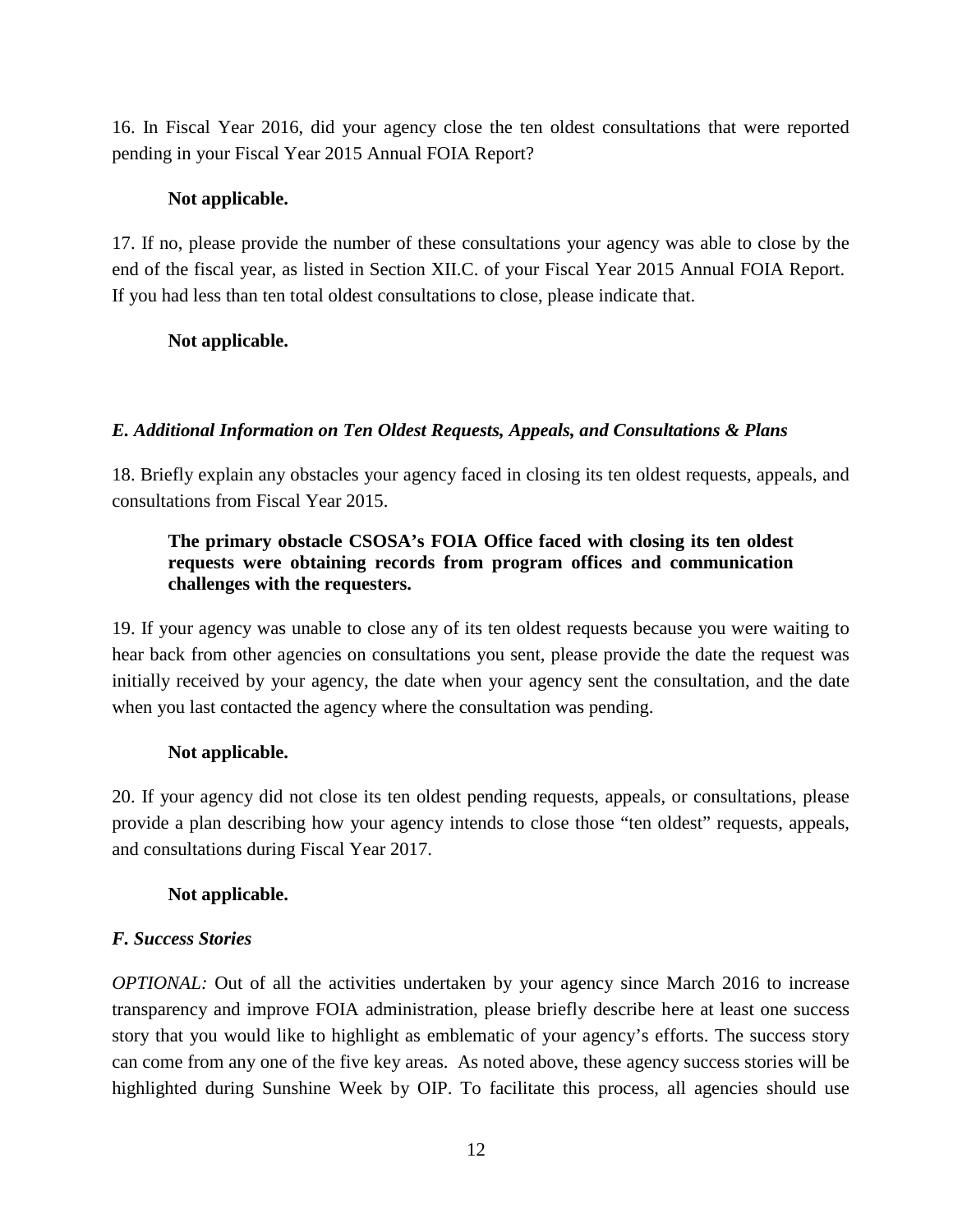16. In Fiscal Year 2016, did your agency close the ten oldest consultations that were reported pending in your Fiscal Year 2015 Annual FOIA Report?

**Not applicable.**

17. If no, please provide the number of these consultations your agency was able to close by the end of the fiscal year, as listed in Section XII.C. of your Fiscal Year 2015 Annual FOIA Report. If you had less than ten total oldest consultations to close, please indicate that.

**Not applicable.**

### *E. Additional Information on Ten Oldest Requests, Appeals, and Consultations & Plans*

18. Briefly explain any obstacles your agency faced in closing its ten oldest requests, appeals, and consultations from Fiscal Year 2015.

**The primary obstacle CSOSA's FOIA Office faced with closing its ten oldest requests were obtaining records from program offices and communication challenges with the requesters.**

19. If your agency was unable to close any of its ten oldest requests because you were waiting to hear back from other agencies on consultations you sent, please provide the date the request was initially received by your agency, the date when your agency sent the consultation, and the date when you last contacted the agency where the consultation was pending.

**Not applicable.**

20. If your agency did not close its ten oldest pending requests, appeals, or consultations, please provide a plan describing how your agency intends to close those "ten oldest" requests, appeals, and consultations during Fiscal Year 2017.

**Not applicable.**

### *F. Success Stories*

*OPTIONAL:* Out of all the activities undertaken by your agency since March 2016 to increase transparency and improve FOIA administration, please briefly describe here at least one success story that you would like to highlight as emblematic of your agency's efforts. The success story can come from any one of the five key areas. As noted above, these agency success stories will be highlighted during Sunshine Week by OIP. To facilitate this process, all agencies should use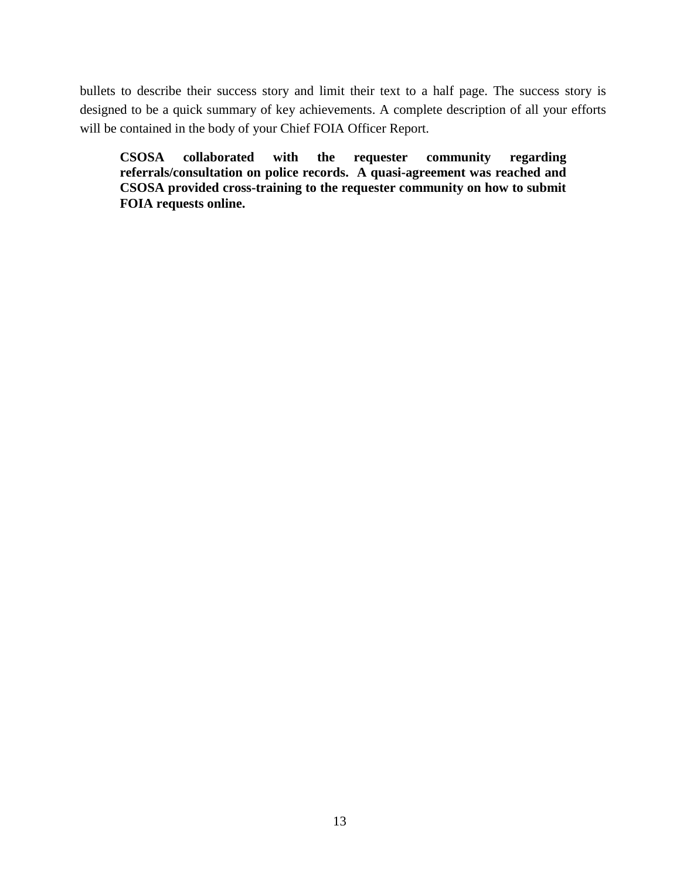bullets to describe their success story and limit their text to a half page. The success story is designed to be a quick summary of key achievements. A complete description of all your efforts will be contained in the body of your Chief FOIA Officer Report.

> **CSOSA collaborated with the requester community regarding referrals/consultation on police records. A quasi-agreement was reached and CSOSA provided cross-training to the requester community on how to submit FOIA requests online.**